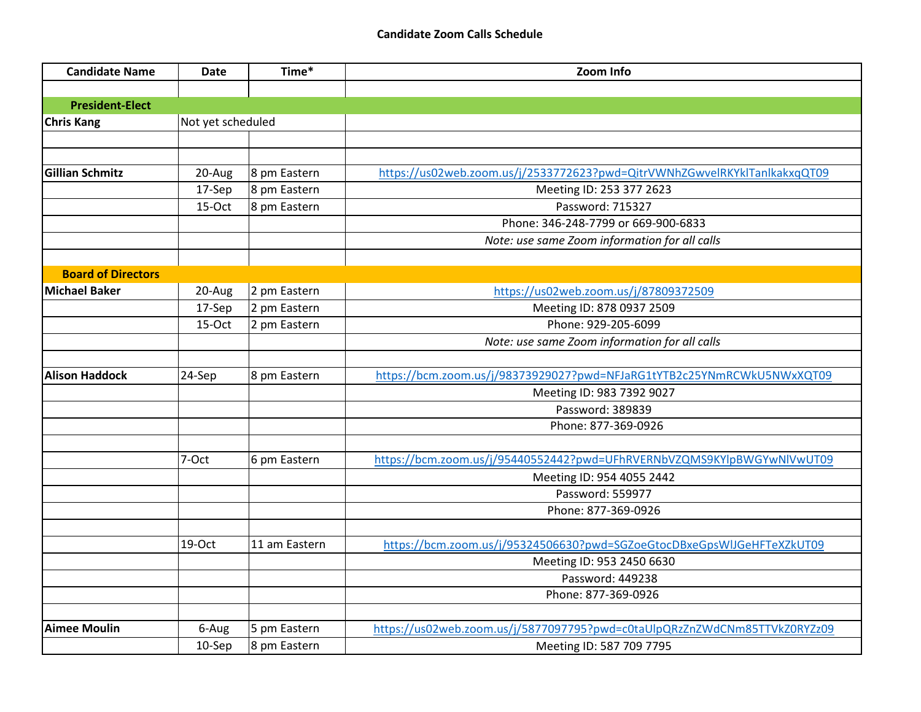**Candidate Zoom Calls Schedule**

| Candidate Name | Date | Time* | Zoom Info |
|---|---|---|---|
| | | | |
| **President-Elect** | | | |
| **Chris Kang** | Not yet scheduled | | |
| | | | |
| | | | |
| **Gillian Schmitz** | 20-Aug | 8 pm Eastern | https://us02web.zoom.us/j/2533772623?pwd=QitrVWNhZGwvelRKYkITanlkakxqQT09 |
| | 17-Sep | 8 pm Eastern | Meeting ID: 253 377 2623 |
| | 15-Oct | 8 pm Eastern | Password: 715327 |
| | | | Phone: 346-248-7799 or 669-900-6833 |
| | | | *Note: use same Zoom information for all calls* |
| | | | |
| **Board of Directors** | | | |
| **Michael Baker** | 20-Aug | 2 pm Eastern | https://us02web.zoom.us/j/87809372509 |
| | 17-Sep | 2 pm Eastern | Meeting ID: 878 0937 2509 |
| | 15-Oct | 2 pm Eastern | Phone: 929-205-6099 |
| | | | *Note: use same Zoom information for all calls* |
| | | | |
| **Alison Haddock** | 24-Sep | 8 pm Eastern | https://bcm.zoom.us/j/98373929027?pwd=NFJaRG1tYTB2c25YNmRCWkU5NWxXQT09 |
| | | | Meeting ID: 983 7392 9027 |
| | | | Password: 389839 |
| | | | Phone: 877-369-0926 |
| | | | |
| | 7-Oct | 6 pm Eastern | https://bcm.zoom.us/j/95440552442?pwd=UFhRVERNbVZQMS9KYlpBWGYwNlVwUT09 |
| | | | Meeting ID: 954 4055 2442 |
| | | | Password: 559977 |
| | | | Phone: 877-369-0926 |
| | | | |
| | 19-Oct | 11 am Eastern | https://bcm.zoom.us/j/95324506630?pwd=SGZoeGtocDBxeGpsWlJGeHFTeXZkUT09 |
| | | | Meeting ID: 953 2450 6630 |
| | | | Password: 449238 |
| | | | Phone: 877-369-0926 |
| | | | |
| **Aimee Moulin** | 6-Aug | 5 pm Eastern | https://us02web.zoom.us/j/5877097795?pwd=c0taUlpQRzZnZWdCNm85TTVkZ0RYZz09 |
| | 10-Sep | 8 pm Eastern | Meeting ID: 587 709 7795 |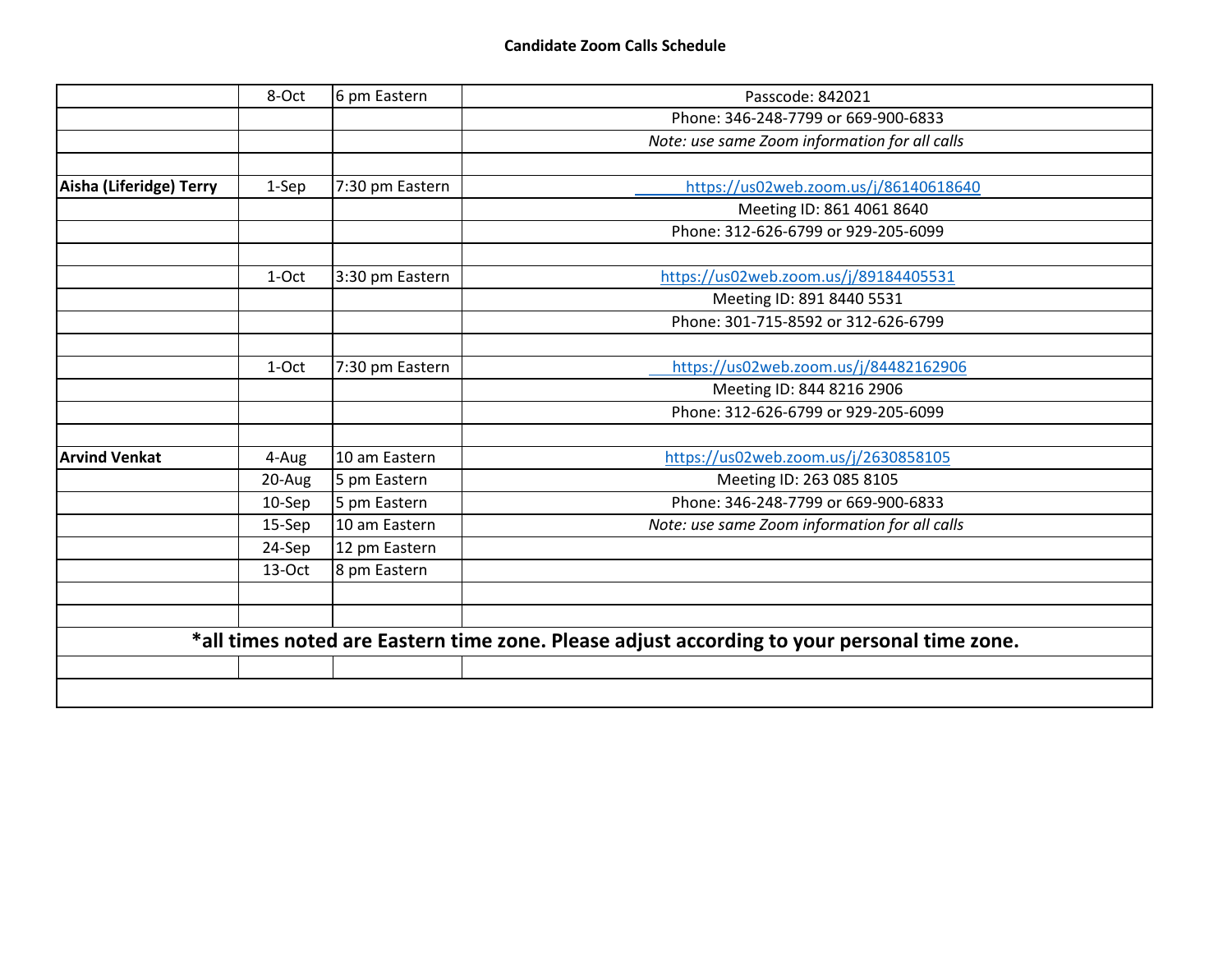**Candidate Zoom Calls Schedule**

| | | | |
|---|---|---|---|
| | 8-Oct | 6 pm Eastern | Passcode: 842021 |
| | | | Phone: 346-248-7799 or 669-900-6833 |
| | | | *Note: use same Zoom information for all calls* |
| | | | |
| **Aisha (Liferidge) Terry** | 1-Sep | 7:30 pm Eastern | https://us02web.zoom.us/j/86140618640 |
| | | | Meeting ID: 861 4061 8640 |
| | | | Phone: 312-626-6799 or 929-205-6099 |
| | | | |
| | 1-Oct | 3:30 pm Eastern | https://us02web.zoom.us/j/89184405531 |
| | | | Meeting ID: 891 8440 5531 |
| | | | Phone: 301-715-8592 or 312-626-6799 |
| | | | |
| | 1-Oct | 7:30 pm Eastern | https://us02web.zoom.us/j/84482162906 |
| | | | Meeting ID: 844 8216 2906 |
| | | | Phone: 312-626-6799 or 929-205-6099 |
| | | | |
| **Arvind Venkat** | 4-Aug | 10 am Eastern | https://us02web.zoom.us/j/2630858105 |
| | 20-Aug | 5 pm Eastern | Meeting ID: 263 085 8105 |
| | 10-Sep | 5 pm Eastern | Phone: 346-248-7799 or 669-900-6833 |
| | 15-Sep | 10 am Eastern | *Note: use same Zoom information for all calls* |
| | 24-Sep | 12 pm Eastern | |
| | 13-Oct | 8 pm Eastern | |
| | | | |
| | | | |

**\*all times noted are Eastern time zone. Please adjust according to your personal time zone.**